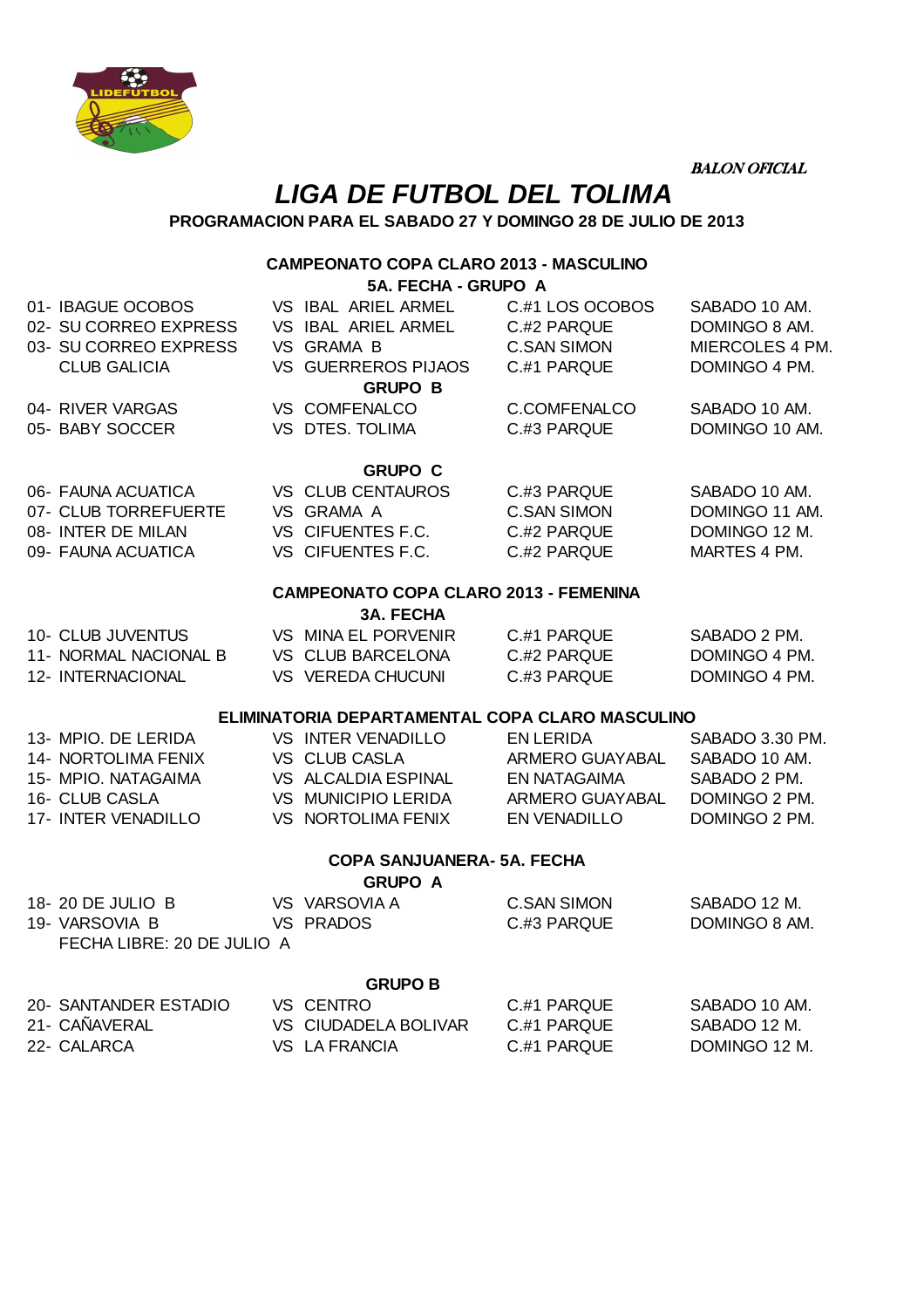LIDEFUTBOL

***BALON OFICIAL***

# *LIGA DE FUTBOL DEL TOLIMA*

**PROGRAMACION PARA EL SABADO 27 Y DOMINGO 28 DE JULIO DE 2013**

## CAMPEONATO COPA CLARO 2013 - MASCULINO

### 5A. FECHA - GRUPO A

| | | | |
|---|---|---|---|
| 01- IBAGUE OCOBOS | VS IBAL ARIEL ARMEL | C.#1 LOS OCOBOS | SABADO 10 AM. |
| 02- SU CORREO EXPRESS | VS IBAL ARIEL ARMEL | C.#2 PARQUE | DOMINGO 8 AM. |
| 03- SU CORREO EXPRESS | VS GRAMA B | C.SAN SIMON | MIERCOLES 4 PM. |
| CLUB GALICIA | VS GUERREROS PIJAOS | C.#1 PARQUE | DOMINGO 4 PM. |

### GRUPO B

| | | | |
|---|---|---|---|
| 04- RIVER VARGAS | VS COMFENALCO | C.COMFENALCO | SABADO 10 AM. |
| 05- BABY SOCCER | VS DTES. TOLIMA | C.#3 PARQUE | DOMINGO 10 AM. |

### GRUPO C

| | | | |
|---|---|---|---|
| 06- FAUNA ACUATICA | VS CLUB CENTAUROS | C.#3 PARQUE | SABADO 10 AM. |
| 07- CLUB TORREFUERTE | VS GRAMA A | C.SAN SIMON | DOMINGO 11 AM. |
| 08- INTER DE MILAN | VS CIFUENTES F.C. | C.#2 PARQUE | DOMINGO 12 M. |
| 09- FAUNA ACUATICA | VS CIFUENTES F.C. | C.#2 PARQUE | MARTES 4 PM. |

## CAMPEONATO COPA CLARO 2013 - FEMENINA

### 3A. FECHA

| | | | |
|---|---|---|---|
| 10- CLUB JUVENTUS | VS MINA EL PORVENIR | C.#1 PARQUE | SABADO 2 PM. |
| 11- NORMAL NACIONAL B | VS CLUB BARCELONA | C.#2 PARQUE | DOMINGO 4 PM. |
| 12- INTERNACIONAL | VS VEREDA CHUCUNI | C.#3 PARQUE | DOMINGO 4 PM. |

## ELIMINATORIA DEPARTAMENTAL COPA CLARO MASCULINO

| | | | |
|---|---|---|---|
| 13- MPIO. DE LERIDA | VS INTER VENADILLO | EN LERIDA | SABADO 3.30 PM. |
| 14- NORTOLIMA FENIX | VS CLUB CASLA | ARMERO GUAYABAL | SABADO 10 AM. |
| 15- MPIO. NATAGAIMA | VS ALCALDIA ESPINAL | EN NATAGAIMA | SABADO 2 PM. |
| 16- CLUB CASLA | VS MUNICIPIO LERIDA | ARMERO GUAYABAL | DOMINGO 2 PM. |
| 17- INTER VENADILLO | VS NORTOLIMA FENIX | EN VENADILLO | DOMINGO 2 PM. |

## COPA SANJUANERA- 5A. FECHA

### GRUPO A

| | | | |
|---|---|---|---|
| 18- 20 DE JULIO B | VS VARSOVIA A | C.SAN SIMON | SABADO 12 M. |
| 19- VARSOVIA B | VS PRADOS | C.#3 PARQUE | DOMINGO 8 AM. |

FECHA LIBRE: 20 DE JULIO A

### GRUPO B

| | | | |
|---|---|---|---|
| 20- SANTANDER ESTADIO | VS CENTRO | C.#1 PARQUE | SABADO 10 AM. |
| 21- CAÑAVERAL | VS CIUDADELA BOLIVAR | C.#1 PARQUE | SABADO 12 M. |
| 22- CALARCA | VS LA FRANCIA | C.#1 PARQUE | DOMINGO 12 M. |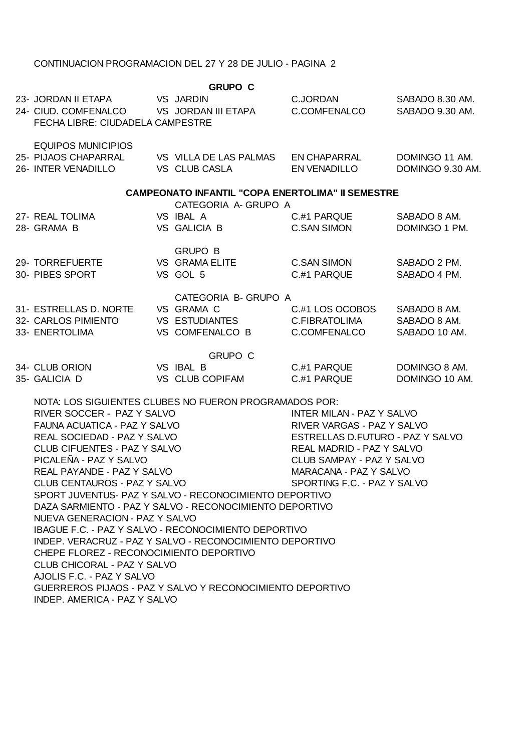CONTINUACION PROGRAMACION DEL 27 Y 28 DE JULIO - PAGINA 2

## GRUPO C

| | | | |
|---|---|---|---|
| 23- JORDAN II ETAPA | VS JARDIN | C.JORDAN | SABADO 8.30 AM. |
| 24- CIUD. COMFENALCO | VS JORDAN III ETAPA | C.COMFENALCO | SABADO 9.30 AM. |

FECHA LIBRE: CIUDADELA CAMPESTRE

EQUIPOS MUNICIPIOS

| | | | |
|---|---|---|---|
| 25- PIJAOS CHAPARRAL | VS VILLA DE LAS PALMAS | EN CHAPARRAL | DOMINGO 11 AM. |
| 26- INTER VENADILLO | VS CLUB CASLA | EN VENADILLO | DOMINGO 9.30 AM. |

## CAMPEONATO INFANTIL "COPA ENERTOLIMA" II SEMESTRE

CATEGORIA A- GRUPO A

| | | | |
|---|---|---|---|
| 27- REAL TOLIMA | VS IBAL A | C.#1 PARQUE | SABADO 8 AM. |
| 28- GRAMA B | VS GALICIA B | C.SAN SIMON | DOMINGO 1 PM. |

GRUPO B

| | | | |
|---|---|---|---|
| 29- TORREFUERTE | VS GRAMA ELITE | C.SAN SIMON | SABADO 2 PM. |
| 30- PIBES SPORT | VS GOL 5 | C.#1 PARQUE | SABADO 4 PM. |

CATEGORIA B- GRUPO A

| | | | |
|---|---|---|---|
| 31- ESTRELLAS D. NORTE | VS GRAMA C | C.#1 LOS OCOBOS | SABADO 8 AM. |
| 32- CARLOS PIMIENTO | VS ESTUDIANTES | C.FIBRATOLIMA | SABADO 8 AM. |
| 33- ENERTOLIMA | VS COMFENALCO B | C.COMFENALCO | SABADO 10 AM. |

GRUPO C

| | | | |
|---|---|---|---|
| 34- CLUB ORION | VS IBAL B | C.#1 PARQUE | DOMINGO 8 AM. |
| 35- GALICIA D | VS CLUB COPIFAM | C.#1 PARQUE | DOMINGO 10 AM. |

NOTA: LOS SIGUIENTES CLUBES NO FUERON PROGRAMADOS POR:

RIVER SOCCER - PAZ Y SALVO
FAUNA ACUATICA - PAZ Y SALVO
REAL SOCIEDAD - PAZ Y SALVO
CLUB CIFUENTES - PAZ Y SALVO
PICALEÑA - PAZ Y SALVO
REAL PAYANDE - PAZ Y SALVO
CLUB CENTAUROS - PAZ Y SALVO
INTER MILAN - PAZ Y SALVO
RIVER VARGAS - PAZ Y SALVO
ESTRELLAS D.FUTURO - PAZ Y SALVO
REAL MADRID - PAZ Y SALVO
CLUB SAMPAY - PAZ Y SALVO
MARACANA - PAZ Y SALVO
SPORTING F.C. - PAZ Y SALVO
SPORT JUVENTUS- PAZ Y SALVO - RECONOCIMIENTO DEPORTIVO
DAZA SARMIENTO - PAZ Y SALVO - RECONOCIMIENTO DEPORTIVO
NUEVA GENERACION - PAZ Y SALVO
IBAGUE F.C. - PAZ Y SALVO - RECONOCIMIENTO DEPORTIVO
INDEP. VERACRUZ - PAZ Y SALVO - RECONOCIMIENTO DEPORTIVO
CHEPE FLOREZ - RECONOCIMIENTO DEPORTIVO
CLUB CHICORAL - PAZ Y SALVO
AJOLIS F.C. - PAZ Y SALVO
GUERREROS PIJAOS - PAZ Y SALVO Y RECONOCIMIENTO DEPORTIVO
INDEP. AMERICA - PAZ Y SALVO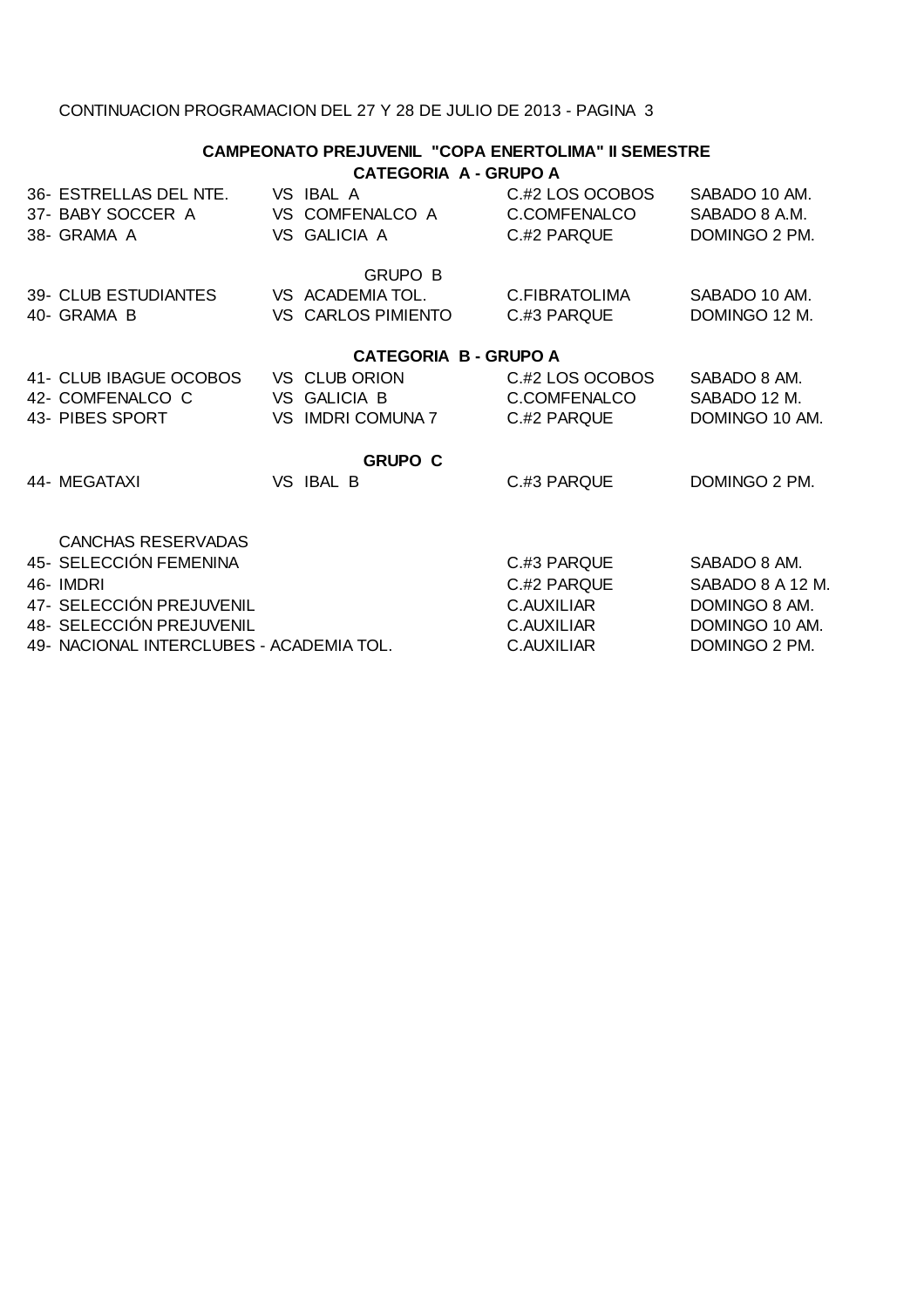CONTINUACION PROGRAMACION DEL 27 Y 28 DE JULIO DE 2013 - PAGINA 3

**CAMPEONATO PREJUVENIL "COPA ENERTOLIMA" II SEMESTRE**

**CATEGORIA A - GRUPO A**

| | | | |
|---|---|---|---|
| 36- ESTRELLAS DEL NTE. | VS IBAL A | C.#2 LOS OCOBOS | SABADO 10 AM. |
| 37- BABY SOCCER A | VS COMFENALCO A | C.COMFENALCO | SABADO 8 A.M. |
| 38- GRAMA A | VS GALICIA A | C.#2 PARQUE | DOMINGO 2 PM. |

GRUPO B

| | | | |
|---|---|---|---|
| 39- CLUB ESTUDIANTES | VS ACADEMIA TOL. | C.FIBRATOLIMA | SABADO 10 AM. |
| 40- GRAMA B | VS CARLOS PIMIENTO | C.#3 PARQUE | DOMINGO 12 M. |

**CATEGORIA B - GRUPO A**

| | | | |
|---|---|---|---|
| 41- CLUB IBAGUE OCOBOS | VS CLUB ORION | C.#2 LOS OCOBOS | SABADO 8 AM. |
| 42- COMFENALCO C | VS GALICIA B | C.COMFENALCO | SABADO 12 M. |
| 43- PIBES SPORT | VS IMDRI COMUNA 7 | C.#2 PARQUE | DOMINGO 10 AM. |

**GRUPO C**

| | | | |
|---|---|---|---|
| 44- MEGATAXI | VS IBAL B | C.#3 PARQUE | DOMINGO 2 PM. |

CANCHAS RESERVADAS

| | | |
|---|---|---|
| 45- SELECCIÓN FEMENINA | C.#3 PARQUE | SABADO 8 AM. |
| 46- IMDRI | C.#2 PARQUE | SABADO 8 A 12 M. |
| 47- SELECCIÓN PREJUVENIL | C.AUXILIAR | DOMINGO 8 AM. |
| 48- SELECCIÓN PREJUVENIL | C.AUXILIAR | DOMINGO 10 AM. |
| 49- NACIONAL INTERCLUBES - ACADEMIA TOL. | C.AUXILIAR | DOMINGO 2 PM. |